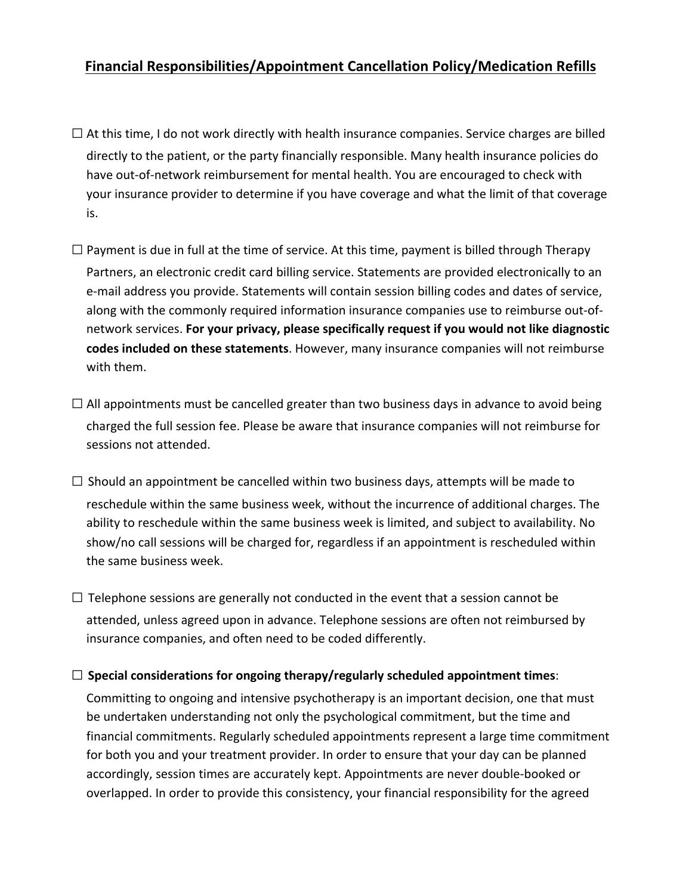## Financial Responsibilities/Appointment Cancellation Policy/Medication Refills

☐ At this time, I do not work directly with health insurance companies. Service charges are billed directly to the patient, or the party financially responsible. Many health insurance policies do have out-of-network reimbursement for mental health. You are encouraged to check with your insurance provider to determine if you have coverage and what the limit of that coverage is.

☐ Payment is due in full at the time of service. At this time, payment is billed through Therapy Partners, an electronic credit card billing service. Statements are provided electronically to an e-mail address you provide. Statements will contain session billing codes and dates of service, along with the commonly required information insurance companies use to reimburse out-of-network services. **For your privacy, please specifically request if you would not like diagnostic codes included on these statements**. However, many insurance companies will not reimburse with them.

☐ All appointments must be cancelled greater than two business days in advance to avoid being charged the full session fee. Please be aware that insurance companies will not reimburse for sessions not attended.

☐ Should an appointment be cancelled within two business days, attempts will be made to reschedule within the same business week, without the incurrence of additional charges. The ability to reschedule within the same business week is limited, and subject to availability. No show/no call sessions will be charged for, regardless if an appointment is rescheduled within the same business week.

☐ Telephone sessions are generally not conducted in the event that a session cannot be attended, unless agreed upon in advance. Telephone sessions are often not reimbursed by insurance companies, and often need to be coded differently.

☐ **Special considerations for ongoing therapy/regularly scheduled appointment times**:
Committing to ongoing and intensive psychotherapy is an important decision, one that must be undertaken understanding not only the psychological commitment, but the time and financial commitments. Regularly scheduled appointments represent a large time commitment for both you and your treatment provider. In order to ensure that your day can be planned accordingly, session times are accurately kept. Appointments are never double-booked or overlapped. In order to provide this consistency, your financial responsibility for the agreed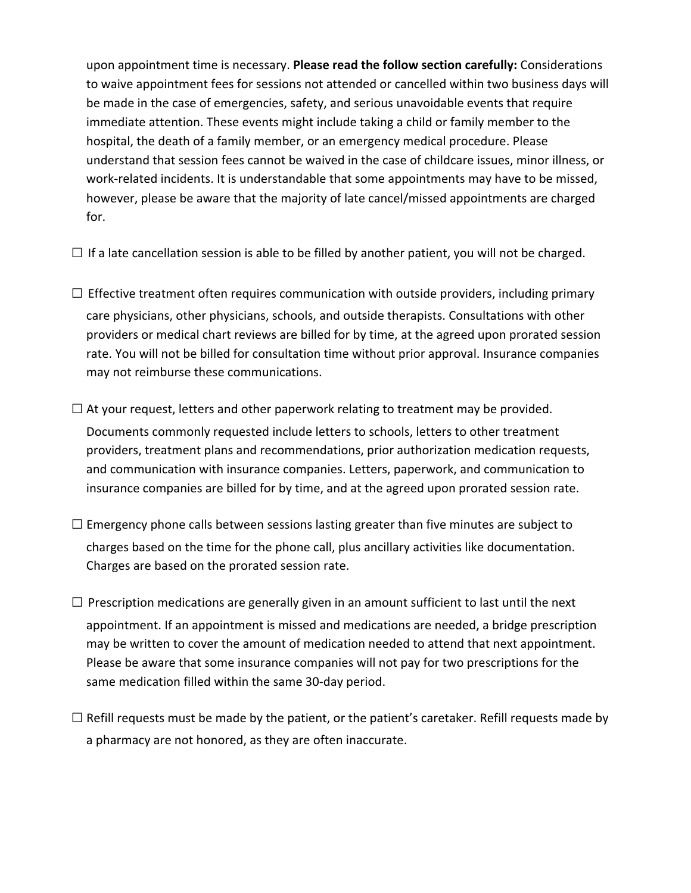upon appointment time is necessary. **Please read the follow section carefully:** Considerations to waive appointment fees for sessions not attended or cancelled within two business days will be made in the case of emergencies, safety, and serious unavoidable events that require immediate attention. These events might include taking a child or family member to the hospital, the death of a family member, or an emergency medical procedure. Please understand that session fees cannot be waived in the case of childcare issues, minor illness, or work-related incidents. It is understandable that some appointments may have to be missed, however, please be aware that the majority of late cancel/missed appointments are charged for.

☐ If a late cancellation session is able to be filled by another patient, you will not be charged.

☐ Effective treatment often requires communication with outside providers, including primary care physicians, other physicians, schools, and outside therapists. Consultations with other providers or medical chart reviews are billed for by time, at the agreed upon prorated session rate. You will not be billed for consultation time without prior approval. Insurance companies may not reimburse these communications.

☐ At your request, letters and other paperwork relating to treatment may be provided. Documents commonly requested include letters to schools, letters to other treatment providers, treatment plans and recommendations, prior authorization medication requests, and communication with insurance companies. Letters, paperwork, and communication to insurance companies are billed for by time, and at the agreed upon prorated session rate.

☐ Emergency phone calls between sessions lasting greater than five minutes are subject to charges based on the time for the phone call, plus ancillary activities like documentation. Charges are based on the prorated session rate.

☐ Prescription medications are generally given in an amount sufficient to last until the next appointment. If an appointment is missed and medications are needed, a bridge prescription may be written to cover the amount of medication needed to attend that next appointment. Please be aware that some insurance companies will not pay for two prescriptions for the same medication filled within the same 30-day period.

☐ Refill requests must be made by the patient, or the patient's caretaker. Refill requests made by a pharmacy are not honored, as they are often inaccurate.